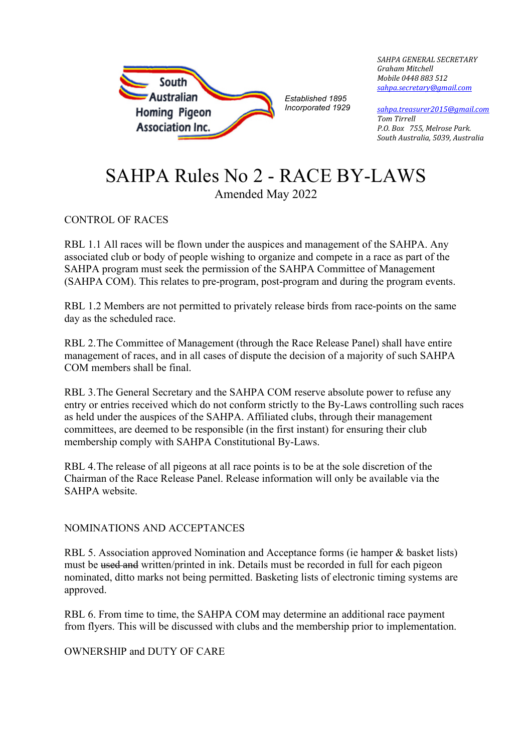South Australian Homing Pigeon Association Inc.

*Established 1895*
*Incorporated 1929*

*SAHPA GENERAL SECRETARY*
*Graham Mitchell*
*Mobile 0448 883 512*
*sahpa.secretary@gmail.com*

*sahpa.treasurer2015@gmail.com*
*Tom Tirrell*
*P.O. Box 755, Melrose Park.*
*South Australia, 5039, Australia*

# SAHPA Rules No 2 - RACE BY-LAWS

Amended May 2022

## CONTROL OF RACES

RBL 1.1 All races will be flown under the auspices and management of the SAHPA. Any associated club or body of people wishing to organize and compete in a race as part of the SAHPA program must seek the permission of the SAHPA Committee of Management (SAHPA COM). This relates to pre-program, post-program and during the program events.

RBL 1.2 Members are not permitted to privately release birds from race-points on the same day as the scheduled race.

RBL 2.The Committee of Management (through the Race Release Panel) shall have entire management of races, and in all cases of dispute the decision of a majority of such SAHPA COM members shall be final.

RBL 3.The General Secretary and the SAHPA COM reserve absolute power to refuse any entry or entries received which do not conform strictly to the By-Laws controlling such races as held under the auspices of the SAHPA. Affiliated clubs, through their management committees, are deemed to be responsible (in the first instant) for ensuring their club membership comply with SAHPA Constitutional By-Laws.

RBL 4.The release of all pigeons at all race points is to be at the sole discretion of the Chairman of the Race Release Panel. Release information will only be available via the SAHPA website.

## NOMINATIONS AND ACCEPTANCES

RBL 5. Association approved Nomination and Acceptance forms (ie hamper & basket lists) must be ~~used and~~ written/printed in ink. Details must be recorded in full for each pigeon nominated, ditto marks not being permitted. Basketing lists of electronic timing systems are approved.

RBL 6. From time to time, the SAHPA COM may determine an additional race payment from flyers. This will be discussed with clubs and the membership prior to implementation.

## OWNERSHIP and DUTY OF CARE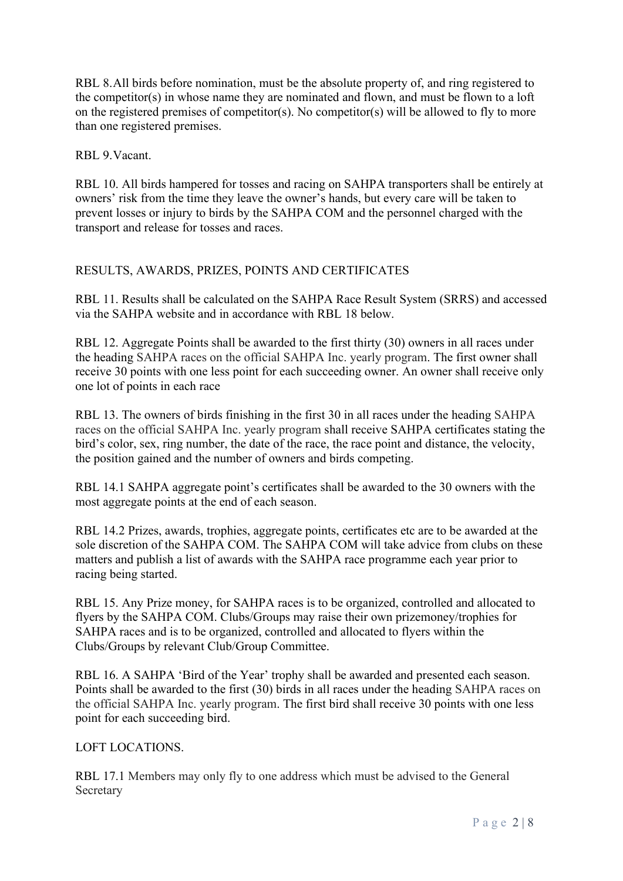RBL 8. All birds before nomination, must be the absolute property of, and ring registered to the competitor(s) in whose name they are nominated and flown, and must be flown to a loft on the registered premises of competitor(s). No competitor(s) will be allowed to fly to more than one registered premises.

RBL 9. Vacant.

RBL 10. All birds hampered for tosses and racing on SAHPA transporters shall be entirely at owners' risk from the time they leave the owner's hands, but every care will be taken to prevent losses or injury to birds by the SAHPA COM and the personnel charged with the transport and release for tosses and races.

## RESULTS, AWARDS, PRIZES, POINTS AND CERTIFICATES

RBL 11. Results shall be calculated on the SAHPA Race Result System (SRRS) and accessed via the SAHPA website and in accordance with RBL 18 below.

RBL 12. Aggregate Points shall be awarded to the first thirty (30) owners in all races under the heading SAHPA races on the official SAHPA Inc. yearly program. The first owner shall receive 30 points with one less point for each succeeding owner. An owner shall receive only one lot of points in each race

RBL 13. The owners of birds finishing in the first 30 in all races under the heading SAHPA races on the official SAHPA Inc. yearly program shall receive SAHPA certificates stating the bird's color, sex, ring number, the date of the race, the race point and distance, the velocity, the position gained and the number of owners and birds competing.

RBL 14.1 SAHPA aggregate point's certificates shall be awarded to the 30 owners with the most aggregate points at the end of each season.

RBL 14.2 Prizes, awards, trophies, aggregate points, certificates etc are to be awarded at the sole discretion of the SAHPA COM. The SAHPA COM will take advice from clubs on these matters and publish a list of awards with the SAHPA race programme each year prior to racing being started.

RBL 15. Any Prize money, for SAHPA races is to be organized, controlled and allocated to flyers by the SAHPA COM. Clubs/Groups may raise their own prizemoney/trophies for SAHPA races and is to be organized, controlled and allocated to flyers within the Clubs/Groups by relevant Club/Group Committee.

RBL 16. A SAHPA 'Bird of the Year' trophy shall be awarded and presented each season. Points shall be awarded to the first (30) birds in all races under the heading SAHPA races on the official SAHPA Inc. yearly program. The first bird shall receive 30 points with one less point for each succeeding bird.

## LOFT LOCATIONS.

RBL 17.1 Members may only fly to one address which must be advised to the General Secretary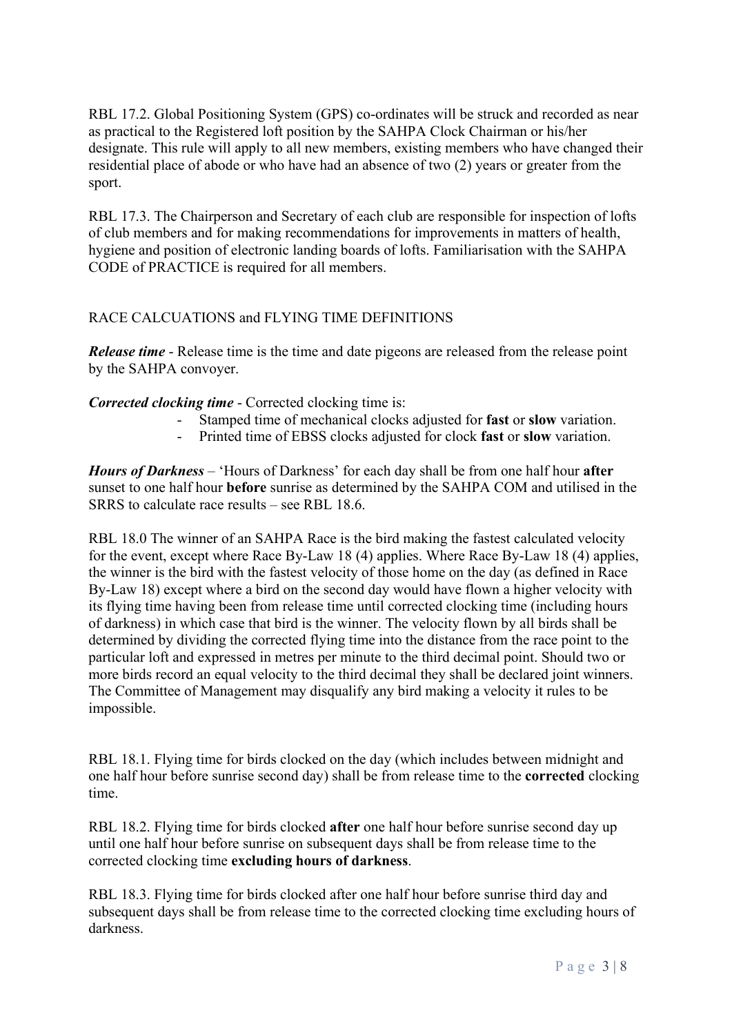RBL 17.2. Global Positioning System (GPS) co-ordinates will be struck and recorded as near as practical to the Registered loft position by the SAHPA Clock Chairman or his/her designate. This rule will apply to all new members, existing members who have changed their residential place of abode or who have had an absence of two (2) years or greater from the sport.

RBL 17.3. The Chairperson and Secretary of each club are responsible for inspection of lofts of club members and for making recommendations for improvements in matters of health, hygiene and position of electronic landing boards of lofts. Familiarisation with the SAHPA CODE of PRACTICE is required for all members.

RACE CALCUATIONS and FLYING TIME DEFINITIONS

***Release time*** - Release time is the time and date pigeons are released from the release point by the SAHPA convoyer.

***Corrected clocking time*** - Corrected clocking time is:

- Stamped time of mechanical clocks adjusted for **fast** or **slow** variation.
- Printed time of EBSS clocks adjusted for clock **fast** or **slow** variation.

***Hours of Darkness*** – 'Hours of Darkness' for each day shall be from one half hour **after** sunset to one half hour **before** sunrise as determined by the SAHPA COM and utilised in the SRRS to calculate race results – see RBL 18.6.

RBL 18.0 The winner of an SAHPA Race is the bird making the fastest calculated velocity for the event, except where Race By-Law 18 (4) applies. Where Race By-Law 18 (4) applies, the winner is the bird with the fastest velocity of those home on the day (as defined in Race By-Law 18) except where a bird on the second day would have flown a higher velocity with its flying time having been from release time until corrected clocking time (including hours of darkness) in which case that bird is the winner. The velocity flown by all birds shall be determined by dividing the corrected flying time into the distance from the race point to the particular loft and expressed in metres per minute to the third decimal point. Should two or more birds record an equal velocity to the third decimal they shall be declared joint winners. The Committee of Management may disqualify any bird making a velocity it rules to be impossible.

RBL 18.1. Flying time for birds clocked on the day (which includes between midnight and one half hour before sunrise second day) shall be from release time to the **corrected** clocking time.

RBL 18.2. Flying time for birds clocked **after** one half hour before sunrise second day up until one half hour before sunrise on subsequent days shall be from release time to the corrected clocking time **excluding hours of darkness**.

RBL 18.3. Flying time for birds clocked after one half hour before sunrise third day and subsequent days shall be from release time to the corrected clocking time excluding hours of darkness.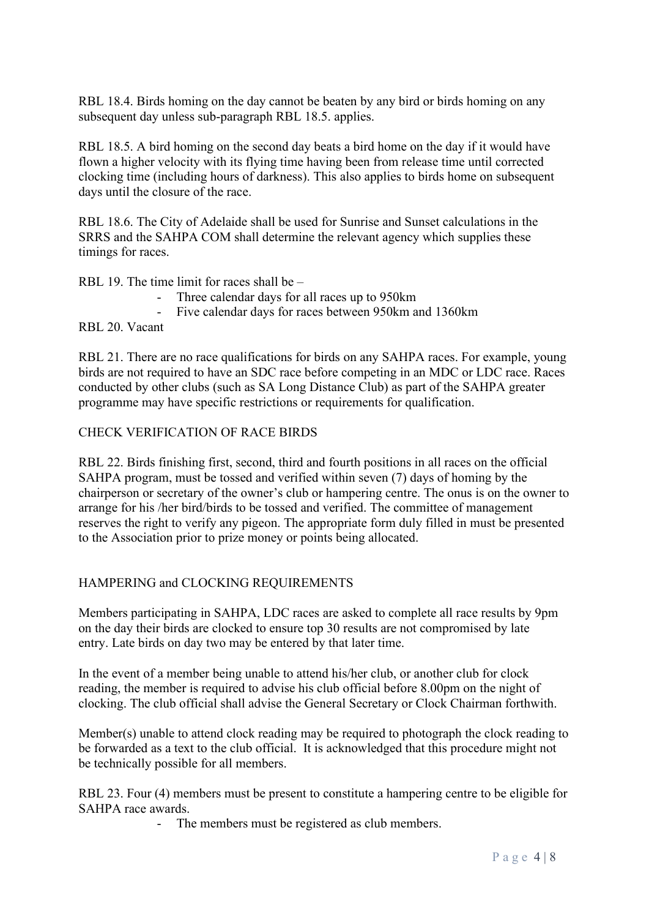RBL 18.4. Birds homing on the day cannot be beaten by any bird or birds homing on any subsequent day unless sub-paragraph RBL 18.5. applies.

RBL 18.5. A bird homing on the second day beats a bird home on the day if it would have flown a higher velocity with its flying time having been from release time until corrected clocking time (including hours of darkness). This also applies to birds home on subsequent days until the closure of the race.

RBL 18.6. The City of Adelaide shall be used for Sunrise and Sunset calculations in the SRRS and the SAHPA COM shall determine the relevant agency which supplies these timings for races.

RBL 19. The time limit for races shall be –

- Three calendar days for all races up to 950km
- Five calendar days for races between 950km and 1360km

RBL 20. Vacant

RBL 21. There are no race qualifications for birds on any SAHPA races. For example, young birds are not required to have an SDC race before competing in an MDC or LDC race. Races conducted by other clubs (such as SA Long Distance Club) as part of the SAHPA greater programme may have specific restrictions or requirements for qualification.

## CHECK VERIFICATION OF RACE BIRDS

RBL 22. Birds finishing first, second, third and fourth positions in all races on the official SAHPA program, must be tossed and verified within seven (7) days of homing by the chairperson or secretary of the owner's club or hampering centre. The onus is on the owner to arrange for his /her bird/birds to be tossed and verified. The committee of management reserves the right to verify any pigeon. The appropriate form duly filled in must be presented to the Association prior to prize money or points being allocated.

## HAMPERING and CLOCKING REQUIREMENTS

Members participating in SAHPA, LDC races are asked to complete all race results by 9pm on the day their birds are clocked to ensure top 30 results are not compromised by late entry. Late birds on day two may be entered by that later time.

In the event of a member being unable to attend his/her club, or another club for clock reading, the member is required to advise his club official before 8.00pm on the night of clocking. The club official shall advise the General Secretary or Clock Chairman forthwith.

Member(s) unable to attend clock reading may be required to photograph the clock reading to be forwarded as a text to the club official. It is acknowledged that this procedure might not be technically possible for all members.

RBL 23. Four (4) members must be present to constitute a hampering centre to be eligible for SAHPA race awards.

- The members must be registered as club members.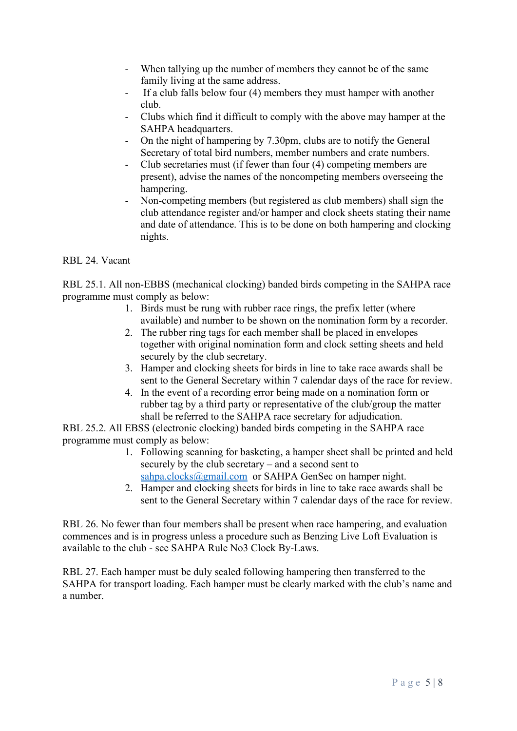- When tallying up the number of members they cannot be of the same family living at the same address.
- If a club falls below four (4) members they must hamper with another club.
- Clubs which find it difficult to comply with the above may hamper at the SAHPA headquarters.
- On the night of hampering by 7.30pm, clubs are to notify the General Secretary of total bird numbers, member numbers and crate numbers.
- Club secretaries must (if fewer than four (4) competing members are present), advise the names of the noncompeting members overseeing the hampering.
- Non-competing members (but registered as club members) shall sign the club attendance register and/or hamper and clock sheets stating their name and date of attendance. This is to be done on both hampering and clocking nights.

RBL 24. Vacant

RBL 25.1. All non-EBBS (mechanical clocking) banded birds competing in the SAHPA race programme must comply as below:

1. Birds must be rung with rubber race rings, the prefix letter (where available) and number to be shown on the nomination form by a recorder.
2. The rubber ring tags for each member shall be placed in envelopes together with original nomination form and clock setting sheets and held securely by the club secretary.
3. Hamper and clocking sheets for birds in line to take race awards shall be sent to the General Secretary within 7 calendar days of the race for review.
4. In the event of a recording error being made on a nomination form or rubber tag by a third party or representative of the club/group the matter shall be referred to the SAHPA race secretary for adjudication.

RBL 25.2. All EBSS (electronic clocking) banded birds competing in the SAHPA race programme must comply as below:

1. Following scanning for basketing, a hamper sheet shall be printed and held securely by the club secretary – and a second sent to sahpa.clocks@gmail.com or SAHPA GenSec on hamper night.
2. Hamper and clocking sheets for birds in line to take race awards shall be sent to the General Secretary within 7 calendar days of the race for review.

RBL 26. No fewer than four members shall be present when race hampering, and evaluation commences and is in progress unless a procedure such as Benzing Live Loft Evaluation is available to the club - see SAHPA Rule No3 Clock By-Laws.

RBL 27. Each hamper must be duly sealed following hampering then transferred to the SAHPA for transport loading. Each hamper must be clearly marked with the club's name and a number.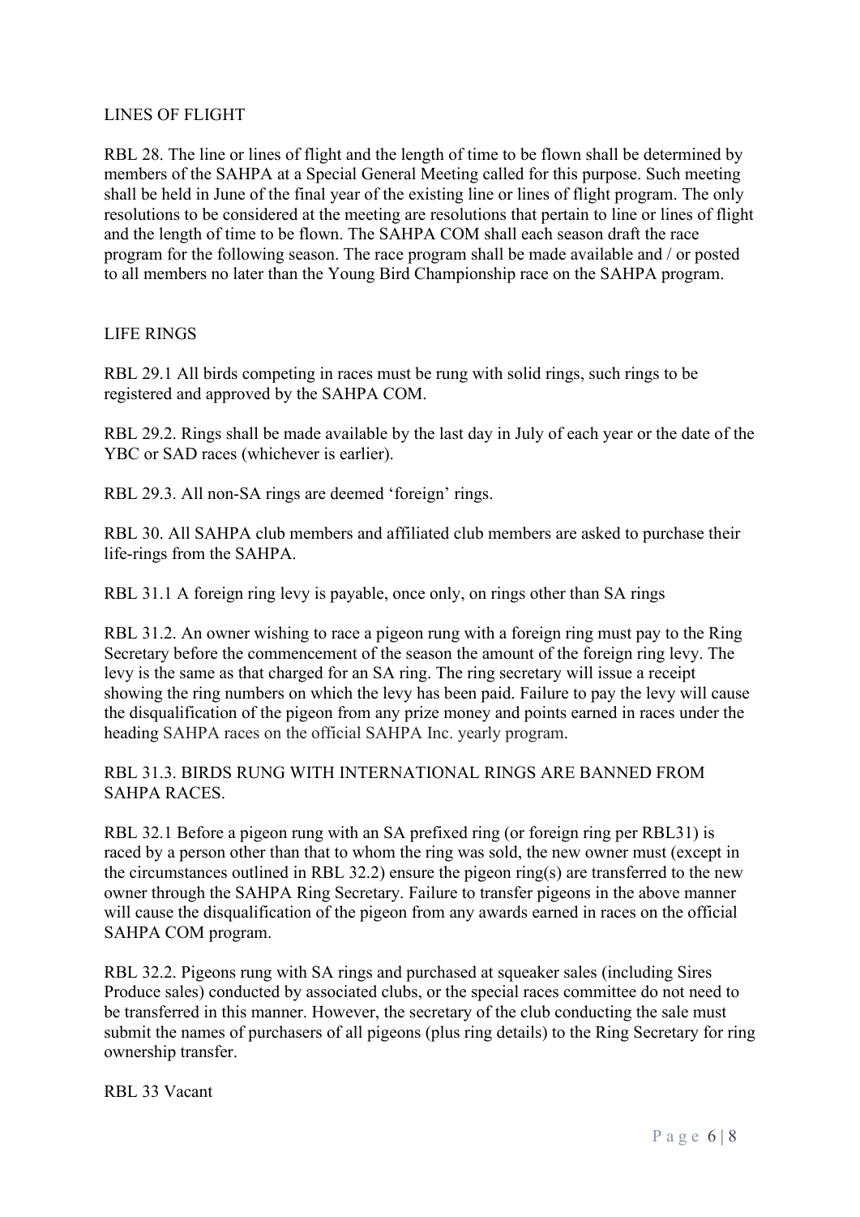## LINES OF FLIGHT

RBL 28. The line or lines of flight and the length of time to be flown shall be determined by members of the SAHPA at a Special General Meeting called for this purpose. Such meeting shall be held in June of the final year of the existing line or lines of flight program. The only resolutions to be considered at the meeting are resolutions that pertain to line or lines of flight and the length of time to be flown. The SAHPA COM shall each season draft the race program for the following season. The race program shall be made available and / or posted to all members no later than the Young Bird Championship race on the SAHPA program.

## LIFE RINGS

RBL 29.1 All birds competing in races must be rung with solid rings, such rings to be registered and approved by the SAHPA COM.

RBL 29.2. Rings shall be made available by the last day in July of each year or the date of the YBC or SAD races (whichever is earlier).

RBL 29.3. All non-SA rings are deemed 'foreign' rings.

RBL 30. All SAHPA club members and affiliated club members are asked to purchase their life-rings from the SAHPA.

RBL 31.1 A foreign ring levy is payable, once only, on rings other than SA rings

RBL 31.2. An owner wishing to race a pigeon rung with a foreign ring must pay to the Ring Secretary before the commencement of the season the amount of the foreign ring levy. The levy is the same as that charged for an SA ring. The ring secretary will issue a receipt showing the ring numbers on which the levy has been paid. Failure to pay the levy will cause the disqualification of the pigeon from any prize money and points earned in races under the heading SAHPA races on the official SAHPA Inc. yearly program.

RBL 31.3. BIRDS RUNG WITH INTERNATIONAL RINGS ARE BANNED FROM SAHPA RACES.

RBL 32.1 Before a pigeon rung with an SA prefixed ring (or foreign ring per RBL31) is raced by a person other than that to whom the ring was sold, the new owner must (except in the circumstances outlined in RBL 32.2) ensure the pigeon ring(s) are transferred to the new owner through the SAHPA Ring Secretary. Failure to transfer pigeons in the above manner will cause the disqualification of the pigeon from any awards earned in races on the official SAHPA COM program.

RBL 32.2. Pigeons rung with SA rings and purchased at squeaker sales (including Sires Produce sales) conducted by associated clubs, or the special races committee do not need to be transferred in this manner. However, the secretary of the club conducting the sale must submit the names of purchasers of all pigeons (plus ring details) to the Ring Secretary for ring ownership transfer.

RBL 33 Vacant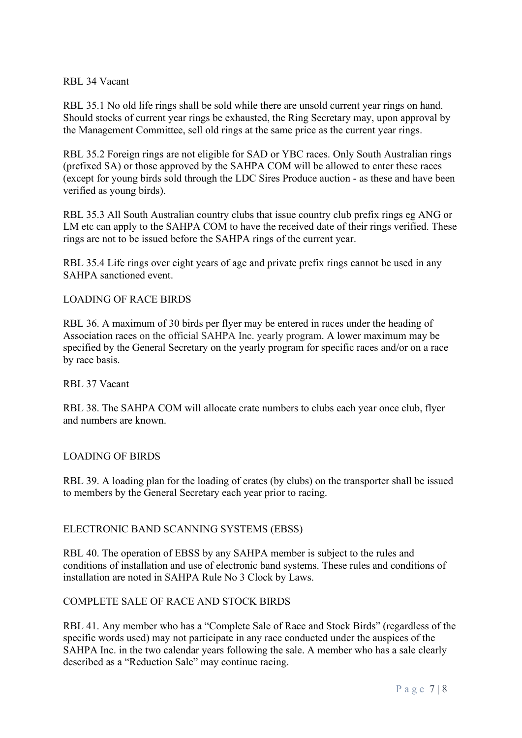RBL 34 Vacant

RBL 35.1 No old life rings shall be sold while there are unsold current year rings on hand. Should stocks of current year rings be exhausted, the Ring Secretary may, upon approval by the Management Committee, sell old rings at the same price as the current year rings.

RBL 35.2 Foreign rings are not eligible for SAD or YBC races. Only South Australian rings (prefixed SA) or those approved by the SAHPA COM will be allowed to enter these races (except for young birds sold through the LDC Sires Produce auction - as these and have been verified as young birds).

RBL 35.3 All South Australian country clubs that issue country club prefix rings eg ANG or LM etc can apply to the SAHPA COM to have the received date of their rings verified. These rings are not to be issued before the SAHPA rings of the current year.

RBL 35.4 Life rings over eight years of age and private prefix rings cannot be used in any SAHPA sanctioned event.

## LOADING OF RACE BIRDS

RBL 36. A maximum of 30 birds per flyer may be entered in races under the heading of Association races on the official SAHPA Inc. yearly program. A lower maximum may be specified by the General Secretary on the yearly program for specific races and/or on a race by race basis.

RBL 37 Vacant

RBL 38. The SAHPA COM will allocate crate numbers to clubs each year once club, flyer and numbers are known.

## LOADING OF BIRDS

RBL 39. A loading plan for the loading of crates (by clubs) on the transporter shall be issued to members by the General Secretary each year prior to racing.

## ELECTRONIC BAND SCANNING SYSTEMS (EBSS)

RBL 40. The operation of EBSS by any SAHPA member is subject to the rules and conditions of installation and use of electronic band systems. These rules and conditions of installation are noted in SAHPA Rule No 3 Clock by Laws.

## COMPLETE SALE OF RACE AND STOCK BIRDS

RBL 41. Any member who has a "Complete Sale of Race and Stock Birds" (regardless of the specific words used) may not participate in any race conducted under the auspices of the SAHPA Inc. in the two calendar years following the sale. A member who has a sale clearly described as a "Reduction Sale" may continue racing.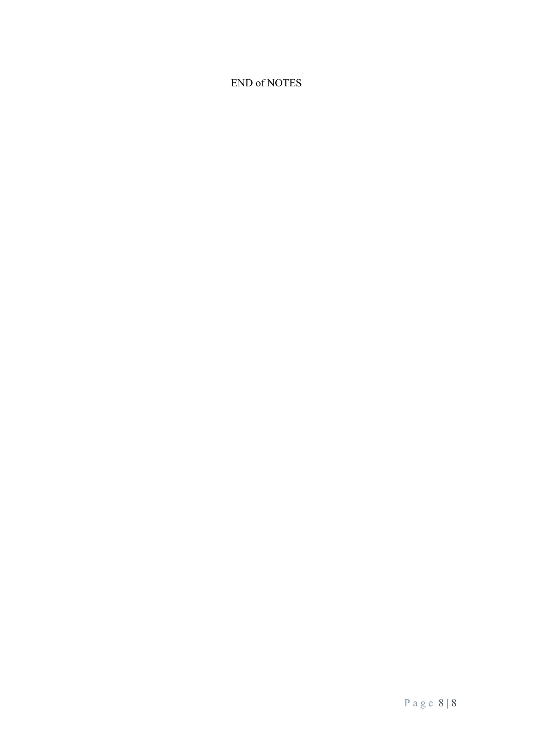END of NOTES